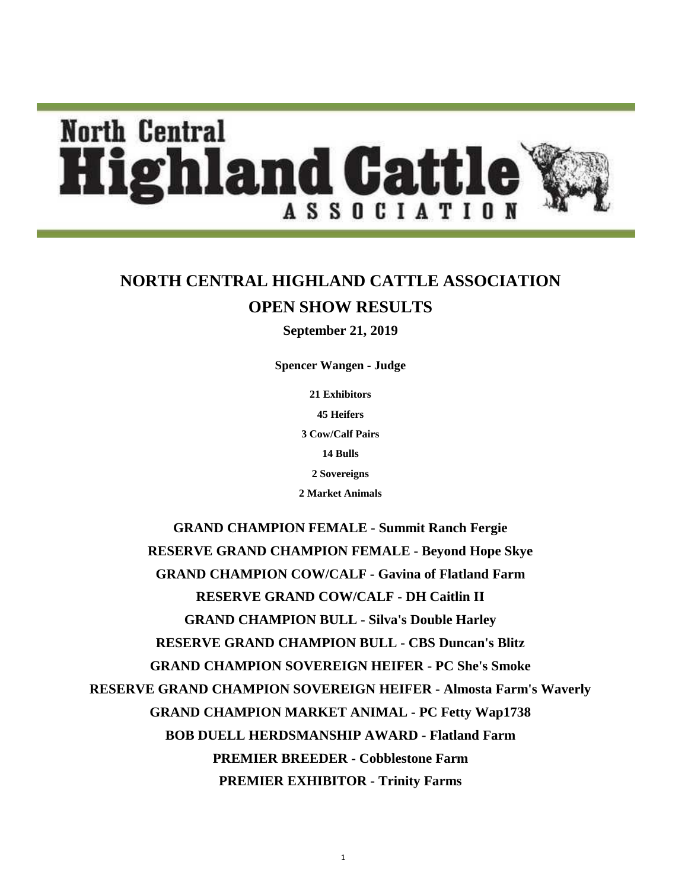# NORTH CENTRAL HIGHLAND CATTLE ASSOCIATION

## OPEN SHOW RESULTS

**September 21, 2019**

**Spencer Wangen - Judge**

**21 Exhibitors**

**45 Heifers**

**3 Cow/Calf Pairs**

**14 Bulls**

**2 Sovereigns**

**2 Market Animals**

**GRAND CHAMPION FEMALE - Summit Ranch Fergie**

**RESERVE GRAND CHAMPION FEMALE - Beyond Hope Skye**

**GRAND CHAMPION COW/CALF - Gavina of Flatland Farm**

**RESERVE GRAND COW/CALF - DH Caitlin II**

**GRAND CHAMPION BULL - Silva's Double Harley**

**RESERVE GRAND CHAMPION BULL - CBS Duncan's Blitz**

**GRAND CHAMPION SOVEREIGN HEIFER - PC She's Smoke**

**RESERVE GRAND CHAMPION SOVEREIGN HEIFER - Almosta Farm's Waverly**

**GRAND CHAMPION MARKET ANIMAL - PC Fetty Wap1738**

**BOB DUELL HERDSMANSHIP AWARD - Flatland Farm**

**PREMIER BREEDER - Cobblestone Farm**

**PREMIER EXHIBITOR - Trinity Farms**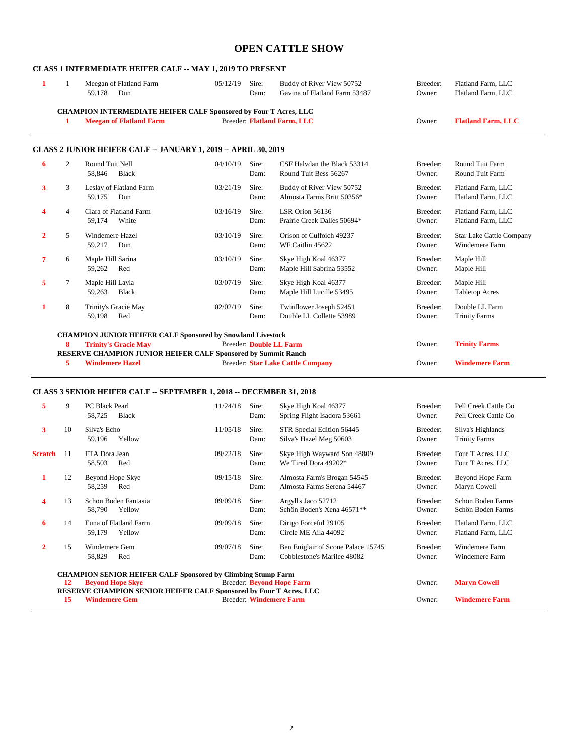# OPEN CATTLE SHOW

## CLASS 1 INTERMEDIATE HEIFER CALF -- MAY 1, 2019 TO PRESENT

| Place | No. | Name | Birth Date | | Sire / Dam | | Breeder / Owner |
|---|---|---|---|---|---|---|---|
| 1 | 1 | Meegan of Flatland Farm<br>59,178 Dun | 05/12/19 | Sire:<br>Dam: | Buddy of River View 50752<br>Gavina of Flatland Farm 53487 | Breeder:<br>Owner: | Flatland Farm, LLC<br>Flatland Farm, LLC |

**CHAMPION INTERMEDIATE HEIFER CALF Sponsored by Four T Acres, LLC**
**1 Meegan of Flatland Farm** Breeder: **Flatland Farm, LLC** Owner: **Flatland Farm, LLC**

## CLASS 2 JUNIOR HEIFER CALF -- JANUARY 1, 2019 -- APRIL 30, 2019

| Place | No. | Name | Birth Date | | Sire / Dam | | Breeder / Owner |
|---|---|---|---|---|---|---|---|
| 6 | 2 | Round Tuit Nell<br>58,846 Black | 04/10/19 | Sire:<br>Dam: | CSF Halvdan the Black 53314<br>Round Tuit Bess 56267 | Breeder:<br>Owner: | Round Tuit Farm<br>Round Tuit Farm |
| 3 | 3 | Leslay of Flatland Farm<br>59,175 Dun | 03/21/19 | Sire:<br>Dam: | Buddy of River View 50752<br>Almosta Farms Britt 50356* | Breeder:<br>Owner: | Flatland Farm, LLC<br>Flatland Farm, LLC |
| 4 | 4 | Clara of Flatland Farm<br>59,174 White | 03/16/19 | Sire:<br>Dam: | LSR Orion 56136<br>Prairie Creek Dalles 50694* | Breeder:<br>Owner: | Flatland Farm, LLC<br>Flatland Farm, LLC |
| 2 | 5 | Windemere Hazel<br>59,217 Dun | 03/10/19 | Sire:<br>Dam: | Orison of Culfoich 49237<br>WF Caitlin 45622 | Breeder:<br>Owner: | Star Lake Cattle Company<br>Windemere Farm |
| 7 | 6 | Maple Hill Sarina<br>59,262 Red | 03/10/19 | Sire:<br>Dam: | Skye High Koal 46377<br>Maple Hill Sabrina 53552 | Breeder:<br>Owner: | Maple Hill<br>Maple Hill |
| 5 | 7 | Maple Hill Layla<br>59,263 Black | 03/07/19 | Sire:<br>Dam: | Skye High Koal 46377<br>Maple Hill Lucille 53495 | Breeder:<br>Owner: | Maple Hill<br>Tabletop Acres |
| 1 | 8 | Trinity's Gracie May<br>59,198 Red | 02/02/19 | Sire:<br>Dam: | Twinflower Joseph 52451<br>Double LL Collette 53989 | Breeder:<br>Owner: | Double LL Farm<br>Trinity Farms |

**CHAMPION JUNIOR HEIFER CALF Sponsored by Snowland Livestock**
**8 Trinity's Gracie May** Breeder: **Double LL Farm** Owner: **Trinity Farms**

**RESERVE CHAMPION JUNIOR HEIFER CALF Sponsored by Summit Ranch**
**5 Windemere Hazel** Breeder: **Star Lake Cattle Company** Owner: **Windemere Farm**

## CLASS 3 SENIOR HEIFER CALF -- SEPTEMBER 1, 2018 -- DECEMBER 31, 2018

| Place | No. | Name | Birth Date | | Sire / Dam | | Breeder / Owner |
|---|---|---|---|---|---|---|---|
| 5 | 9 | PC Black Pearl<br>58,725 Black | 11/24/18 | Sire:<br>Dam: | Skye High Koal 46377<br>Spring Flight Isadora 53661 | Breeder:<br>Owner: | Pell Creek Cattle Co<br>Pell Creek Cattle Co |
| 3 | 10 | Silva's Echo<br>59,196 Yellow | 11/05/18 | Sire:<br>Dam: | STR Special Edition 56445<br>Silva's Hazel Meg 50603 | Breeder:<br>Owner: | Silva's Highlands<br>Trinity Farms |
| Scratch | 11 | FTA Dora Jean<br>58,503 Red | 09/22/18 | Sire:<br>Dam: | Skye High Wayward Son 48809<br>We Tired Dora 49202* | Breeder:<br>Owner: | Four T Acres, LLC<br>Four T Acres, LLC |
| 1 | 12 | Beyond Hope Skye<br>58,259 Red | 09/15/18 | Sire:<br>Dam: | Almosta Farm's Brogan 54545<br>Almosta Farms Serena 54467 | Breeder:<br>Owner: | Beyond Hope Farm<br>Maryn Cowell |
| 4 | 13 | Schön Boden Fantasia<br>58,790 Yellow | 09/09/18 | Sire:<br>Dam: | Argyll's Jaco 52712<br>Schön Boden's Xena 46571** | Breeder:<br>Owner: | Schön Boden Farms<br>Schön Boden Farms |
| 6 | 14 | Euna of Flatland Farm<br>59,179 Yellow | 09/09/18 | Sire:<br>Dam: | Dirigo Forceful 29105<br>Circle ME Aila 44092 | Breeder:<br>Owner: | Flatland Farm, LLC<br>Flatland Farm, LLC |
| 2 | 15 | Windemere Gem<br>58,829 Red | 09/07/18 | Sire:<br>Dam: | Ben Eniglair of Scone Palace 15745<br>Cobblestone's Marilee 48082 | Breeder:<br>Owner: | Windemere Farm<br>Windemere Farm |

**CHAMPION SENIOR HEIFER CALF Sponsored by Climbing Stump Farm**
**12 Beyond Hope Skye** Breeder: **Beyond Hope Farm** Owner: **Maryn Cowell**

**RESERVE CHAMPION SENIOR HEIFER CALF Sponsored by Four T Acres, LLC**
**15 Windemere Gem** Breeder: **Windemere Farm** Owner: **Windemere Farm**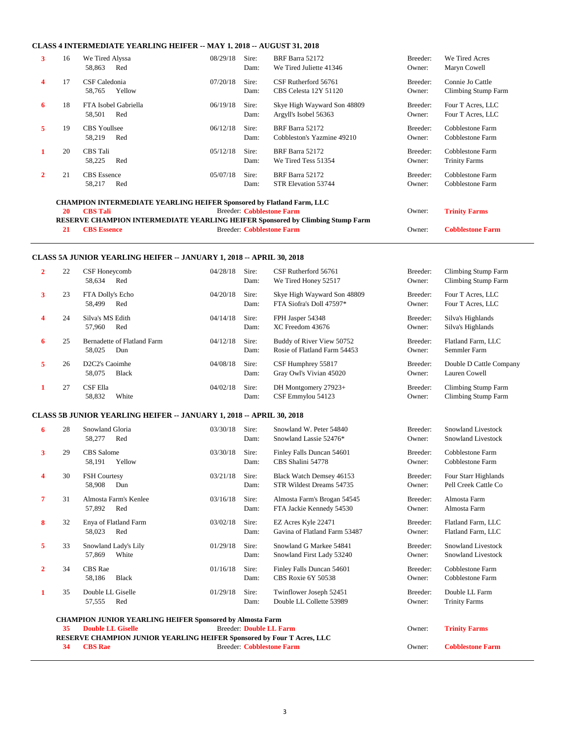## CLASS 4 INTERMEDIATE YEARLING HEIFER -- MAY 1, 2018 -- AUGUST 31, 2018

| Place | No. | Name / Reg. / Color | Birth Date | | Sire / Dam | | Breeder / Owner |
|---|---|---|---|---|---|---|---|
| 3 | 16 | We Tired Alyssa<br>58,863 Red | 08/29/18 | Sire:<br>Dam: | BRF Barra 52172<br>We Tired Juliette 41346 | Breeder:<br>Owner: | We Tired Acres<br>Maryn Cowell |
| 4 | 17 | CSF Caledonia<br>58,765 Yellow | 07/20/18 | Sire:<br>Dam: | CSF Rutherford 56761<br>CBS Celesta 12Y 51120 | Breeder:<br>Owner: | Connie Jo Cattle<br>Climbing Stump Farm |
| 6 | 18 | FTA Isobel Gabriella<br>58,501 Red | 06/19/18 | Sire:<br>Dam: | Skye High Wayward Son 48809<br>Argyll's Isobel 56363 | Breeder:<br>Owner: | Four T Acres, LLC<br>Four T Acres, LLC |
| 5 | 19 | CBS Youllsee<br>58,219 Red | 06/12/18 | Sire:<br>Dam: | BRF Barra 52172<br>Cobbleston's Yazmine 49210 | Breeder:<br>Owner: | Cobblestone Farm<br>Cobblestone Farm |
| 1 | 20 | CBS Tali<br>58,225 Red | 05/12/18 | Sire:<br>Dam: | BRF Barra 52172<br>We Tired Tess 51354 | Breeder:<br>Owner: | Cobblestone Farm<br>Trinity Farms |
| 2 | 21 | CBS Essence<br>58,217 Red | 05/07/18 | Sire:<br>Dam: | BRF Barra 52172<br>STR Elevation 53744 | Breeder:<br>Owner: | Cobblestone Farm<br>Cobblestone Farm |

**CHAMPION INTERMEDIATE YEARLING HEIFER Sponsored by Flatland Farm, LLC**
**20 CBS Tali** — Breeder: **Cobblestone Farm** — Owner: **Trinity Farms**

**RESERVE CHAMPION INTERMEDIATE YEARLING HEIFER Sponsored by Climbing Stump Farm**
**21 CBS Essence** — Breeder: **Cobblestone Farm** — Owner: **Cobblestone Farm**

---

## CLASS 5A JUNIOR YEARLING HEIFER -- JANUARY 1, 2018 -- APRIL 30, 2018

| Place | No. | Name / Reg. / Color | Birth Date | | Sire / Dam | | Breeder / Owner |
|---|---|---|---|---|---|---|---|
| 2 | 22 | CSF Honeycomb<br>58,634 Red | 04/28/18 | Sire:<br>Dam: | CSF Rutherford 56761<br>We Tired Honey 52517 | Breeder:<br>Owner: | Climbing Stump Farm<br>Climbing Stump Farm |
| 3 | 23 | FTA Dolly's Echo<br>58,499 Red | 04/20/18 | Sire:<br>Dam: | Skye High Wayward Son 48809<br>FTA Siofra's Doll 47597* | Breeder:<br>Owner: | Four T Acres, LLC<br>Four T Acres, LLC |
| 4 | 24 | Silva's MS Edith<br>57,960 Red | 04/14/18 | Sire:<br>Dam: | FPH Jasper 54348<br>XC Freedom 43676 | Breeder:<br>Owner: | Silva's Highlands<br>Silva's Highlands |
| 6 | 25 | Bernadette of Flatland Farm<br>58,025 Dun | 04/12/18 | Sire:<br>Dam: | Buddy of River View 50752<br>Rosie of Flatland Farm 54453 | Breeder:<br>Owner: | Flatland Farm, LLC<br>Semmler Farm |
| 5 | 26 | D2C2's Caoimhe<br>58,075 Black | 04/08/18 | Sire:<br>Dam: | CSF Humphrey 55817<br>Gray Owl's Vivian 45020 | Breeder:<br>Owner: | Double D Cattle Company<br>Lauren Cowell |
| 1 | 27 | CSF Ella<br>58,832 White | 04/02/18 | Sire:<br>Dam: | DH Montgomery 27923+<br>CSF Emmylou 54123 | Breeder:<br>Owner: | Climbing Stump Farm<br>Climbing Stump Farm |

## CLASS 5B JUNIOR YEARLING HEIFER -- JANUARY 1, 2018 -- APRIL 30, 2018

| Place | No. | Name / Reg. / Color | Birth Date | | Sire / Dam | | Breeder / Owner |
|---|---|---|---|---|---|---|---|
| 6 | 28 | Snowland Gloria<br>58,277 Red | 03/30/18 | Sire:<br>Dam: | Snowland W. Peter 54840<br>Snowland Lassie 52476* | Breeder:<br>Owner: | Snowland Livestock<br>Snowland Livestock |
| 3 | 29 | CBS Salome<br>58,191 Yellow | 03/30/18 | Sire:<br>Dam: | Finley Falls Duncan 54601<br>CBS Shalini 54778 | Breeder:<br>Owner: | Cobblestone Farm<br>Cobblestone Farm |
| 4 | 30 | FSH Courtesy<br>58,908 Dun | 03/21/18 | Sire:<br>Dam: | Black Watch Demsey 46153<br>STR Wildest Dreams 54735 | Breeder:<br>Owner: | Four Starr Highlands<br>Pell Creek Cattle Co |
| 7 | 31 | Almosta Farm's Kenlee<br>57,892 Red | 03/16/18 | Sire:<br>Dam: | Almosta Farm's Brogan 54545<br>FTA Jackie Kennedy 54530 | Breeder:<br>Owner: | Almosta Farm<br>Almosta Farm |
| 8 | 32 | Enya of Flatland Farm<br>58,023 Red | 03/02/18 | Sire:<br>Dam: | EZ Acres Kyle 22471<br>Gavina of Flatland Farm 53487 | Breeder:<br>Owner: | Flatland Farm, LLC<br>Flatland Farm, LLC |
| 5 | 33 | Snowland Lady's Lily<br>57,869 White | 01/29/18 | Sire:<br>Dam: | Snowland G Markee 54841<br>Snowland First Lady 53240 | Breeder:<br>Owner: | Snowland Livestock<br>Snowland Livestock |
| 2 | 34 | CBS Rae<br>58,186 Black | 01/16/18 | Sire:<br>Dam: | Finley Falls Duncan 54601<br>CBS Roxie 6Y 50538 | Breeder:<br>Owner: | Cobblestone Farm<br>Cobblestone Farm |
| 1 | 35 | Double LL Giselle<br>57,555 Red | 01/29/18 | Sire:<br>Dam: | Twinflower Joseph 52451<br>Double LL Collette 53989 | Breeder:<br>Owner: | Double LL Farm<br>Trinity Farms |

**CHAMPION JUNIOR YEARLING HEIFER Sponsored by Almosta Farm**
**35 Double LL Giselle** — Breeder: **Double LL Farm** — Owner: **Trinity Farms**

**RESERVE CHAMPION JUNIOR YEARLING HEIFER Sponsored by Four T Acres, LLC**
**34 CBS Rae** — Breeder: **Cobblestone Farm** — Owner: **Cobblestone Farm**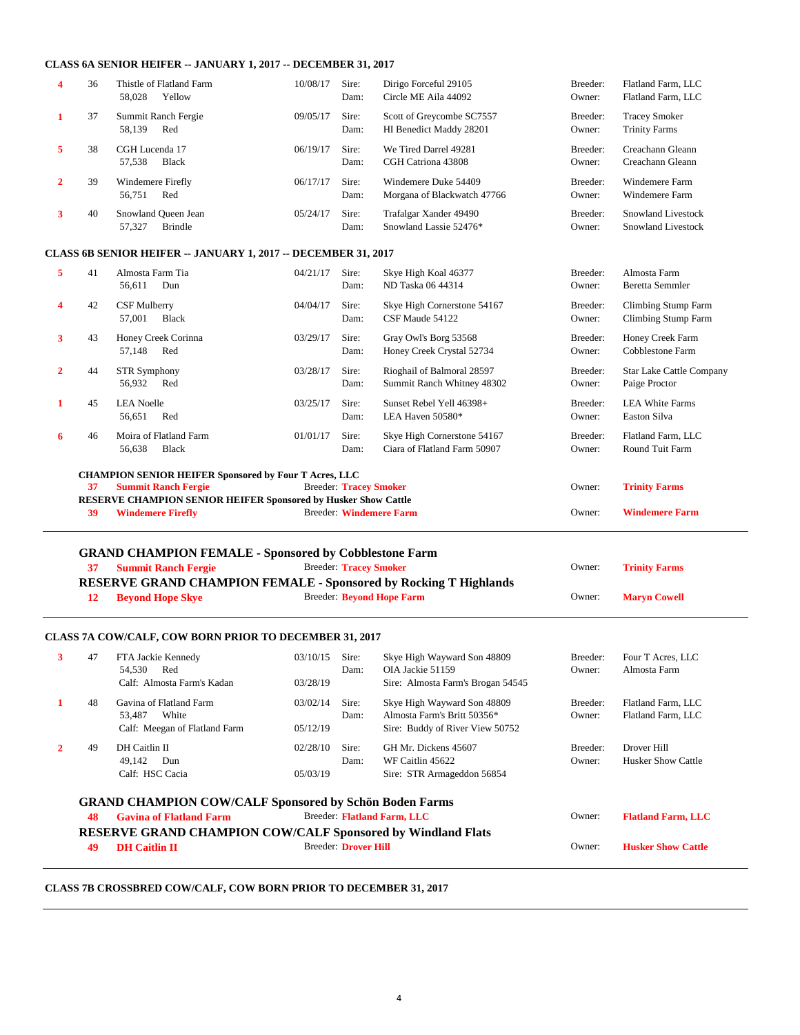### CLASS 6A SENIOR HEIFER -- JANUARY 1, 2017 -- DECEMBER 31, 2017

| Place | No. | Name / Reg. / Color | DOB | | Sire / Dam | | Breeder / Owner |
|---|---|---|---|---|---|---|---|
| 4 | 36 | Thistle of Flatland Farm<br>58,028 Yellow | 10/08/17 | Sire:<br>Dam: | Dirigo Forceful 29105<br>Circle ME Aila 44092 | Breeder:<br>Owner: | Flatland Farm, LLC<br>Flatland Farm, LLC |
| 1 | 37 | Summit Ranch Fergie<br>58,139 Red | 09/05/17 | Sire:<br>Dam: | Scott of Greycombe SC7557<br>HI Benedict Maddy 28201 | Breeder:<br>Owner: | Tracey Smoker<br>Trinity Farms |
| 5 | 38 | CGH Lucenda 17<br>57,538 Black | 06/19/17 | Sire:<br>Dam: | We Tired Darrel 49281<br>CGH Catriona 43808 | Breeder:<br>Owner: | Creachann Gleann<br>Creachann Gleann |
| 2 | 39 | Windemere Firefly<br>56,751 Red | 06/17/17 | Sire:<br>Dam: | Windemere Duke 54409<br>Morgana of Blackwatch 47766 | Breeder:<br>Owner: | Windemere Farm<br>Windemere Farm |
| 3 | 40 | Snowland Queen Jean<br>57,327 Brindle | 05/24/17 | Sire:<br>Dam: | Trafalgar Xander 49490<br>Snowland Lassie 52476* | Breeder:<br>Owner: | Snowland Livestock<br>Snowland Livestock |

### CLASS 6B SENIOR HEIFER -- JANUARY 1, 2017 -- DECEMBER 31, 2017

| Place | No. | Name / Reg. / Color | DOB | | Sire / Dam | | Breeder / Owner |
|---|---|---|---|---|---|---|---|
| 5 | 41 | Almosta Farm Tia<br>56,611 Dun | 04/21/17 | Sire:<br>Dam: | Skye High Koal 46377<br>ND Taska 06 44314 | Breeder:<br>Owner: | Almosta Farm<br>Beretta Semmler |
| 4 | 42 | CSF Mulberry<br>57,001 Black | 04/04/17 | Sire:<br>Dam: | Skye High Cornerstone 54167<br>CSF Maude 54122 | Breeder:<br>Owner: | Climbing Stump Farm<br>Climbing Stump Farm |
| 3 | 43 | Honey Creek Corinna<br>57,148 Red | 03/29/17 | Sire:<br>Dam: | Gray Owl's Borg 53568<br>Honey Creek Crystal 52734 | Breeder:<br>Owner: | Honey Creek Farm<br>Cobblestone Farm |
| 2 | 44 | STR Symphony<br>56,932 Red | 03/28/17 | Sire:<br>Dam: | Rioghail of Balmoral 28597<br>Summit Ranch Whitney 48302 | Breeder:<br>Owner: | Star Lake Cattle Company<br>Paige Proctor |
| 1 | 45 | LEA Noelle<br>56,651 Red | 03/25/17 | Sire:<br>Dam: | Sunset Rebel Yell 46398+<br>LEA Haven 50580* | Breeder:<br>Owner: | LEA White Farms<br>Easton Silva |
| 6 | 46 | Moira of Flatland Farm<br>56,638 Black | 01/01/17 | Sire:<br>Dam: | Skye High Cornerstone 54167<br>Ciara of Flatland Farm 50907 | Breeder:<br>Owner: | Flatland Farm, LLC<br>Round Tuit Farm |

**CHAMPION SENIOR HEIFER Sponsored by Four T Acres, LLC**
**37 Summit Ranch Fergie** — Breeder: **Tracey Smoker** — Owner: **Trinity Farms**

**RESERVE CHAMPION SENIOR HEIFER Sponsored by Husker Show Cattle**
**39 Windemere Firefly** — Breeder: **Windemere Farm** — Owner: **Windemere Farm**

---

**GRAND CHAMPION FEMALE - Sponsored by Cobblestone Farm**
**37 Summit Ranch Fergie** — Breeder: **Tracey Smoker** — Owner: **Trinity Farms**

**RESERVE GRAND CHAMPION FEMALE - Sponsored by Rocking T Highlands**
**12 Beyond Hope Skye** — Breeder: **Beyond Hope Farm** — Owner: **Maryn Cowell**

---

### CLASS 7A COW/CALF, COW BORN PRIOR TO DECEMBER 31, 2017

| Place | No. | Name / Reg. / Color | DOB | | Sire / Dam | | Breeder / Owner |
|---|---|---|---|---|---|---|---|
| 3 | 47 | FTA Jackie Kennedy<br>54,530 Red<br>Calf: Almosta Farm's Kadan | 03/10/15<br><br>03/28/19 | Sire:<br>Dam: | Skye High Wayward Son 48809<br>OIA Jackie 51159<br>Sire: Almosta Farm's Brogan 54545 | Breeder:<br>Owner: | Four T Acres, LLC<br>Almosta Farm |
| 1 | 48 | Gavina of Flatland Farm<br>53,487 White<br>Calf: Meegan of Flatland Farm | 03/02/14<br><br>05/12/19 | Sire:<br>Dam: | Skye High Wayward Son 48809<br>Almosta Farm's Britt 50356*<br>Sire: Buddy of River View 50752 | Breeder:<br>Owner: | Flatland Farm, LLC<br>Flatland Farm, LLC |
| 2 | 49 | DH Caitlin II<br>49,142 Dun<br>Calf: HSC Cacia | 02/28/10<br><br>05/03/19 | Sire:<br>Dam: | GH Mr. Dickens 45607<br>WF Caitlin 45622<br>Sire: STR Armageddon 56854 | Breeder:<br>Owner: | Drover Hill<br>Husker Show Cattle |

**GRAND CHAMPION COW/CALF Sponsored by Schön Boden Farms**
**48 Gavina of Flatland Farm** — Breeder: **Flatland Farm, LLC** — Owner: **Flatland Farm, LLC**

**RESERVE GRAND CHAMPION COW/CALF Sponsored by Windland Flats**
**49 DH Caitlin II** — Breeder: **Drover Hill** — Owner: **Husker Show Cattle**

---

### CLASS 7B CROSSBRED COW/CALF, COW BORN PRIOR TO DECEMBER 31, 2017

---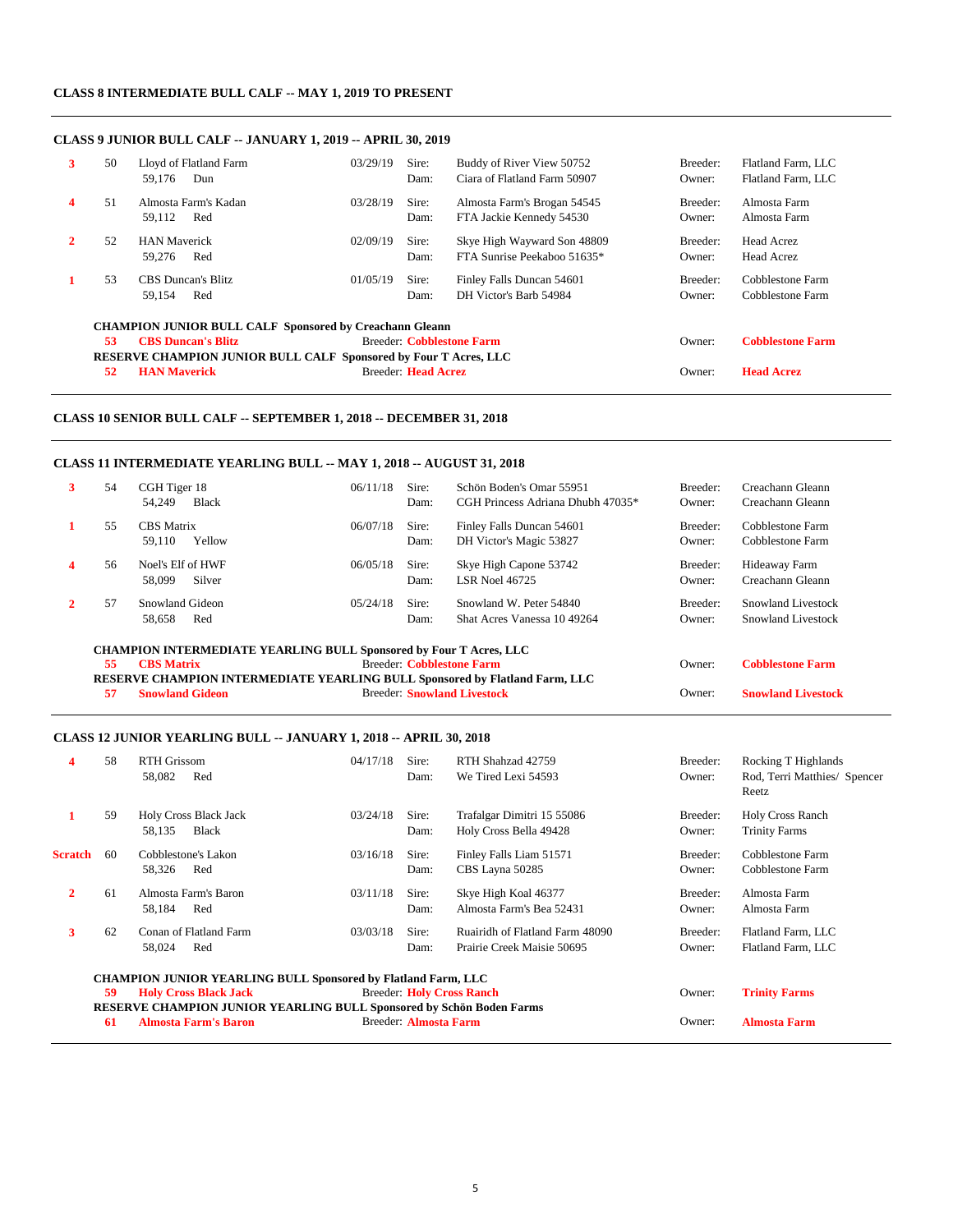### CLASS 8 INTERMEDIATE BULL CALF -- MAY 1, 2019 TO PRESENT

### CLASS 9 JUNIOR BULL CALF -- JANUARY 1, 2019 -- APRIL 30, 2019

| Place | No. | Name / Reg. / Color | Birth Date | | Sire / Dam | | Breeder / Owner |
|---|---|---|---|---|---|---|---|
| 3 | 50 | Lloyd of Flatland Farm<br>59,176 Dun | 03/29/19 | Sire:<br>Dam: | Buddy of River View 50752<br>Ciara of Flatland Farm 50907 | Breeder:<br>Owner: | Flatland Farm, LLC<br>Flatland Farm, LLC |
| 4 | 51 | Almosta Farm's Kadan<br>59,112 Red | 03/28/19 | Sire:<br>Dam: | Almosta Farm's Brogan 54545<br>FTA Jackie Kennedy 54530 | Breeder:<br>Owner: | Almosta Farm<br>Almosta Farm |
| 2 | 52 | HAN Maverick<br>59,276 Red | 02/09/19 | Sire:<br>Dam: | Skye High Wayward Son 48809<br>FTA Sunrise Peekaboo 51635* | Breeder:<br>Owner: | Head Acrez<br>Head Acrez |
| 1 | 53 | CBS Duncan's Blitz<br>59,154 Red | 01/05/19 | Sire:<br>Dam: | Finley Falls Duncan 54601<br>DH Victor's Barb 54984 | Breeder:<br>Owner: | Cobblestone Farm<br>Cobblestone Farm |

**CHAMPION JUNIOR BULL CALF Sponsored by Creachann Gleann**
**53 CBS Duncan's Blitz** Breeder: **Cobblestone Farm** Owner: **Cobblestone Farm**

**RESERVE CHAMPION JUNIOR BULL CALF Sponsored by Four T Acres, LLC**
**52 HAN Maverick** Breeder: **Head Acrez** Owner: **Head Acrez**

### CLASS 10 SENIOR BULL CALF -- SEPTEMBER 1, 2018 -- DECEMBER 31, 2018

### CLASS 11 INTERMEDIATE YEARLING BULL -- MAY 1, 2018 -- AUGUST 31, 2018

| Place | No. | Name / Reg. / Color | Birth Date | | Sire / Dam | | Breeder / Owner |
|---|---|---|---|---|---|---|---|
| 3 | 54 | CGH Tiger 18<br>54,249 Black | 06/11/18 | Sire:<br>Dam: | Schön Boden's Omar 55951<br>CGH Princess Adriana Dhubh 47035* | Breeder:<br>Owner: | Creachann Gleann<br>Creachann Gleann |
| 1 | 55 | CBS Matrix<br>59,110 Yellow | 06/07/18 | Sire:<br>Dam: | Finley Falls Duncan 54601<br>DH Victor's Magic 53827 | Breeder:<br>Owner: | Cobblestone Farm<br>Cobblestone Farm |
| 4 | 56 | Noel's Elf of HWF<br>58,099 Silver | 06/05/18 | Sire:<br>Dam: | Skye High Capone 53742<br>LSR Noel 46725 | Breeder:<br>Owner: | Hideaway Farm<br>Creachann Gleann |
| 2 | 57 | Snowland Gideon<br>58,658 Red | 05/24/18 | Sire:<br>Dam: | Snowland W. Peter 54840<br>Shat Acres Vanessa 10 49264 | Breeder:<br>Owner: | Snowland Livestock<br>Snowland Livestock |

**CHAMPION INTERMEDIATE YEARLING BULL Sponsored by Four T Acres, LLC**
**55 CBS Matrix** Breeder: **Cobblestone Farm** Owner: **Cobblestone Farm**

**RESERVE CHAMPION INTERMEDIATE YEARLING BULL Sponsored by Flatland Farm, LLC**
**57 Snowland Gideon** Breeder: **Snowland Livestock** Owner: **Snowland Livestock**

### CLASS 12 JUNIOR YEARLING BULL -- JANUARY 1, 2018 -- APRIL 30, 2018

| Place | No. | Name / Reg. / Color | Birth Date | | Sire / Dam | | Breeder / Owner |
|---|---|---|---|---|---|---|---|
| 4 | 58 | RTH Grissom<br>58,082 Red | 04/17/18 | Sire:<br>Dam: | RTH Shahzad 42759<br>We Tired Lexi 54593 | Breeder:<br>Owner: | Rocking T Highlands<br>Rod, Terri Matthies/ Spencer Reetz |
| 1 | 59 | Holy Cross Black Jack<br>58,135 Black | 03/24/18 | Sire:<br>Dam: | Trafalgar Dimitri 15 55086<br>Holy Cross Bella 49428 | Breeder:<br>Owner: | Holy Cross Ranch<br>Trinity Farms |
| Scratch | 60 | Cobblestone's Lakon<br>58,326 Red | 03/16/18 | Sire:<br>Dam: | Finley Falls Liam 51571<br>CBS Layna 50285 | Breeder:<br>Owner: | Cobblestone Farm<br>Cobblestone Farm |
| 2 | 61 | Almosta Farm's Baron<br>58,184 Red | 03/11/18 | Sire:<br>Dam: | Skye High Koal 46377<br>Almosta Farm's Bea 52431 | Breeder:<br>Owner: | Almosta Farm<br>Almosta Farm |
| 3 | 62 | Conan of Flatland Farm<br>58,024 Red | 03/03/18 | Sire:<br>Dam: | Ruairidh of Flatland Farm 48090<br>Prairie Creek Maisie 50695 | Breeder:<br>Owner: | Flatland Farm, LLC<br>Flatland Farm, LLC |

**CHAMPION JUNIOR YEARLING BULL Sponsored by Flatland Farm, LLC**
**59 Holy Cross Black Jack** Breeder: **Holy Cross Ranch** Owner: **Trinity Farms**

**RESERVE CHAMPION JUNIOR YEARLING BULL Sponsored by Schön Boden Farms**
**61 Almosta Farm's Baron** Breeder: **Almosta Farm** Owner: **Almosta Farm**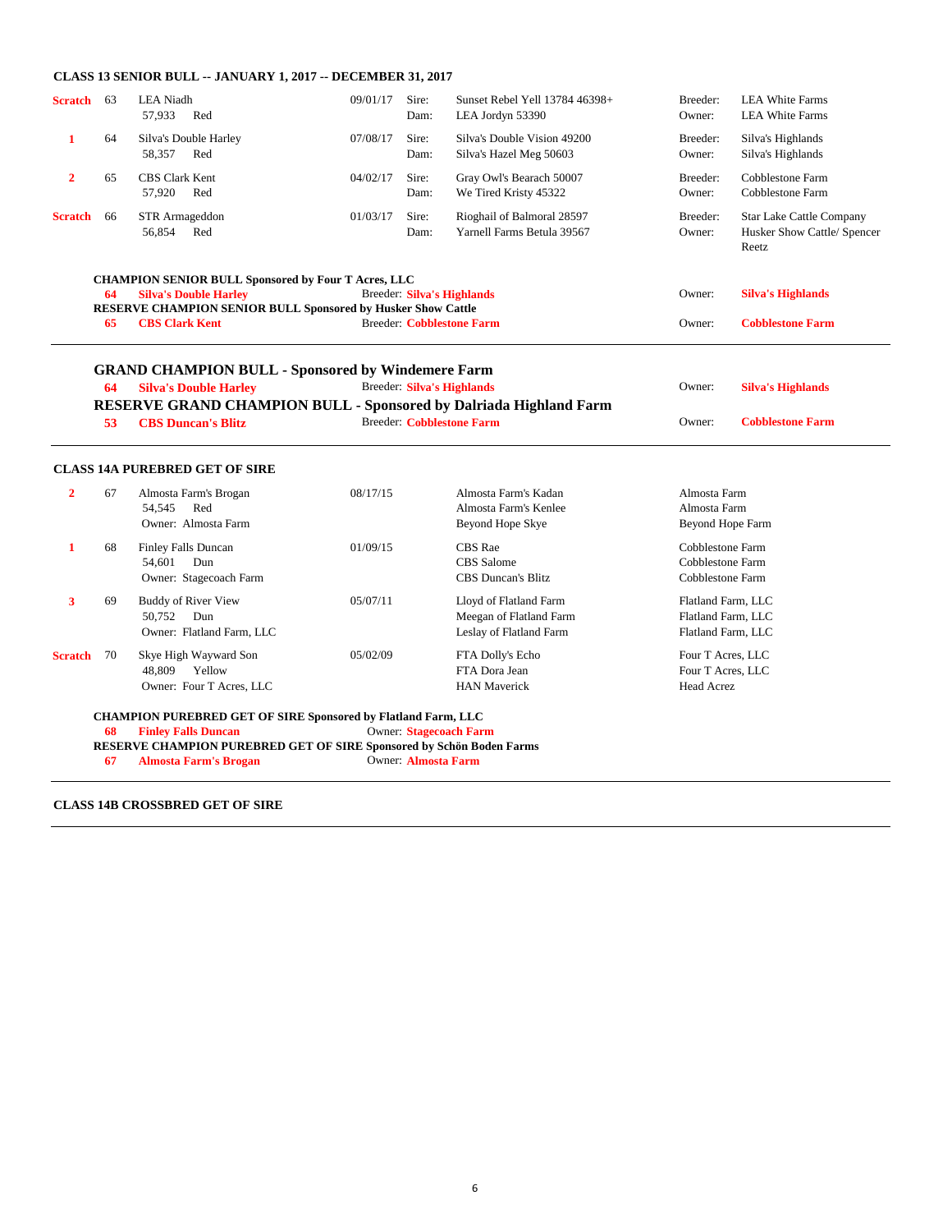### CLASS 13 SENIOR BULL -- JANUARY 1, 2017 -- DECEMBER 31, 2017

| Place | No. | Animal | Born | | Pedigree | | |
|---|---|---|---|---|---|---|---|
| Scratch | 63 | LEA Niadh<br>57,933 Red | 09/01/17 | Sire:<br>Dam: | Sunset Rebel Yell 13784 46398+<br>LEA Jordyn 53390 | Breeder:<br>Owner: | LEA White Farms<br>LEA White Farms |
| 1 | 64 | Silva's Double Harley<br>58,357 Red | 07/08/17 | Sire:<br>Dam: | Silva's Double Vision 49200<br>Silva's Hazel Meg 50603 | Breeder:<br>Owner: | Silva's Highlands<br>Silva's Highlands |
| 2 | 65 | CBS Clark Kent<br>57,920 Red | 04/02/17 | Sire:<br>Dam: | Gray Owl's Bearach 50007<br>We Tired Kristy 45322 | Breeder:<br>Owner: | Cobblestone Farm<br>Cobblestone Farm |
| Scratch | 66 | STR Armageddon<br>56,854 Red | 01/03/17 | Sire:<br>Dam: | Rioghail of Balmoral 28597<br>Yarnell Farms Betula 39567 | Breeder:<br>Owner: | Star Lake Cattle Company<br>Husker Show Cattle/ Spencer Reetz |

**CHAMPION SENIOR BULL Sponsored by Four T Acres, LLC**
**64 Silva's Double Harley** — Breeder: **Silva's Highlands** — Owner: **Silva's Highlands**

**RESERVE CHAMPION SENIOR BULL Sponsored by Husker Show Cattle**
**65 CBS Clark Kent** — Breeder: **Cobblestone Farm** — Owner: **Cobblestone Farm**

### GRAND CHAMPION BULL - Sponsored by Windemere Farm
**64 Silva's Double Harley** — Breeder: **Silva's Highlands** — Owner: **Silva's Highlands**

### RESERVE GRAND CHAMPION BULL - Sponsored by Dalriada Highland Farm
**53 CBS Duncan's Blitz** — Breeder: **Cobblestone Farm** — Owner: **Cobblestone Farm**

### CLASS 14A PUREBRED GET OF SIRE

| Place | No. | Animal | Born | Progeny | Breeder/Owner |
|---|---|---|---|---|---|
| 2 | 67 | Almosta Farm's Brogan<br>54,545 Red<br>Owner: Almosta Farm | 08/17/15 | Almosta Farm's Kadan<br>Almosta Farm's Kenlee<br>Beyond Hope Skye | Almosta Farm<br>Almosta Farm<br>Beyond Hope Farm |
| 1 | 68 | Finley Falls Duncan<br>54,601 Dun<br>Owner: Stagecoach Farm | 01/09/15 | CBS Rae<br>CBS Salome<br>CBS Duncan's Blitz | Cobblestone Farm<br>Cobblestone Farm<br>Cobblestone Farm |
| 3 | 69 | Buddy of River View<br>50,752 Dun<br>Owner: Flatland Farm, LLC | 05/07/11 | Lloyd of Flatland Farm<br>Meegan of Flatland Farm<br>Leslay of Flatland Farm | Flatland Farm, LLC<br>Flatland Farm, LLC<br>Flatland Farm, LLC |
| Scratch | 70 | Skye High Wayward Son<br>48,809 Yellow<br>Owner: Four T Acres, LLC | 05/02/09 | FTA Dolly's Echo<br>FTA Dora Jean<br>HAN Maverick | Four T Acres, LLC<br>Four T Acres, LLC<br>Head Acrez |

**CHAMPION PUREBRED GET OF SIRE Sponsored by Flatland Farm, LLC**
**68 Finley Falls Duncan** — Owner: **Stagecoach Farm**

**RESERVE CHAMPION PUREBRED GET OF SIRE Sponsored by Schön Boden Farms**
**67 Almosta Farm's Brogan** — Owner: **Almosta Farm**

### CLASS 14B CROSSBRED GET OF SIRE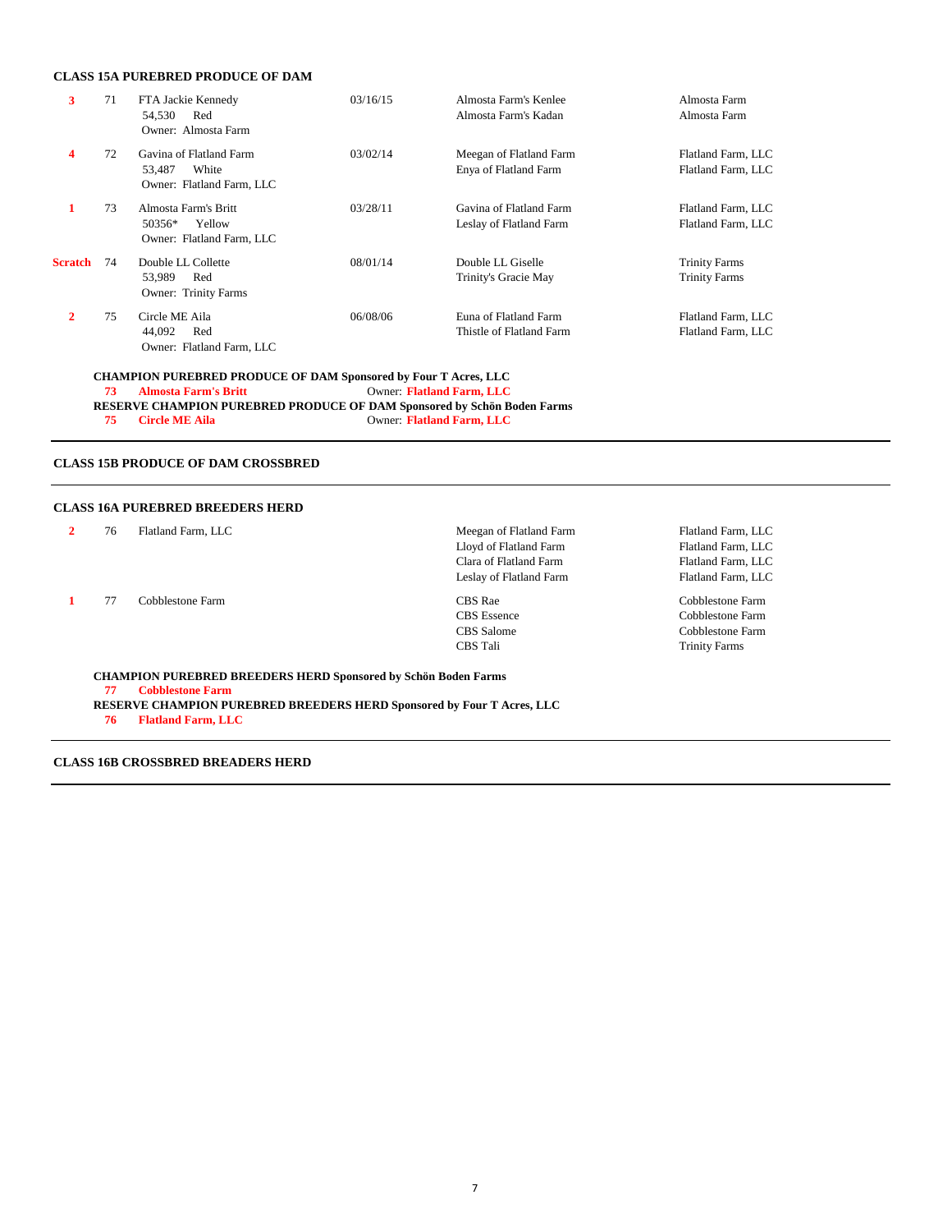## CLASS 15A PUREBRED PRODUCE OF DAM

| Place | No. | Animal | Birth Date | Sire / Dam | Breeder |
|---|---|---|---|---|---|
| 3 | 71 | FTA Jackie Kennedy<br>54,530 Red<br>Owner: Almosta Farm | 03/16/15 | Almosta Farm's Kenlee<br>Almosta Farm's Kadan | Almosta Farm<br>Almosta Farm |
| 4 | 72 | Gavina of Flatland Farm<br>53,487 White<br>Owner: Flatland Farm, LLC | 03/02/14 | Meegan of Flatland Farm<br>Enya of Flatland Farm | Flatland Farm, LLC<br>Flatland Farm, LLC |
| 1 | 73 | Almosta Farm's Britt<br>50356* Yellow<br>Owner: Flatland Farm, LLC | 03/28/11 | Gavina of Flatland Farm<br>Leslay of Flatland Farm | Flatland Farm, LLC<br>Flatland Farm, LLC |
| Scratch | 74 | Double LL Collette<br>53,989 Red<br>Owner: Trinity Farms | 08/01/14 | Double LL Giselle<br>Trinity's Gracie May | Trinity Farms<br>Trinity Farms |
| 2 | 75 | Circle ME Aila<br>44,092 Red<br>Owner: Flatland Farm, LLC | 06/08/06 | Euna of Flatland Farm<br>Thistle of Flatland Farm | Flatland Farm, LLC<br>Flatland Farm, LLC |

**CHAMPION PUREBRED PRODUCE OF DAM Sponsored by Four T Acres, LLC**
**73 Almosta Farm's Britt** Owner: **Flatland Farm, LLC**
**RESERVE CHAMPION PUREBRED PRODUCE OF DAM Sponsored by Schön Boden Farms**
**75 Circle ME Aila** Owner: **Flatland Farm, LLC**

## CLASS 15B PRODUCE OF DAM CROSSBRED

## CLASS 16A PUREBRED BREEDERS HERD

| Place | No. | Exhibitor | Animals | Breeder |
|---|---|---|---|---|
| 2 | 76 | Flatland Farm, LLC | Meegan of Flatland Farm<br>Lloyd of Flatland Farm<br>Clara of Flatland Farm<br>Leslay of Flatland Farm | Flatland Farm, LLC<br>Flatland Farm, LLC<br>Flatland Farm, LLC<br>Flatland Farm, LLC |
| 1 | 77 | Cobblestone Farm | CBS Rae<br>CBS Essence<br>CBS Salome<br>CBS Tali | Cobblestone Farm<br>Cobblestone Farm<br>Cobblestone Farm<br>Trinity Farms |

**CHAMPION PUREBRED BREEDERS HERD Sponsored by Schön Boden Farms**
**77 Cobblestone Farm**
**RESERVE CHAMPION PUREBRED BREEDERS HERD Sponsored by Four T Acres, LLC**
**76 Flatland Farm, LLC**

## CLASS 16B CROSSBRED BREADERS HERD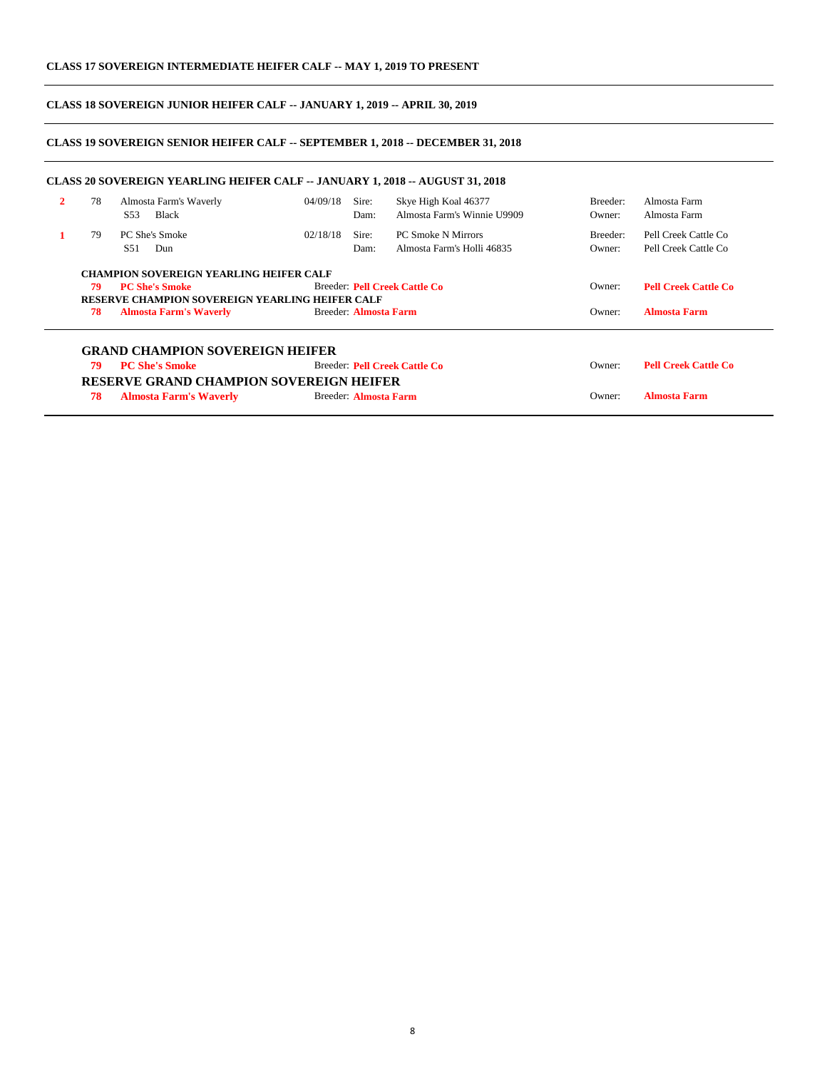**CLASS 17 SOVEREIGN INTERMEDIATE HEIFER CALF -- MAY 1, 2019 TO PRESENT**

---

**CLASS 18 SOVEREIGN JUNIOR HEIFER CALF -- JANUARY 1, 2019 -- APRIL 30, 2019**

---

**CLASS 19 SOVEREIGN SENIOR HEIFER CALF -- SEPTEMBER 1, 2018 -- DECEMBER 31, 2018**

---

**CLASS 20 SOVEREIGN YEARLING HEIFER CALF -- JANUARY 1, 2018 -- AUGUST 31, 2018**

| Place | No. | Name | Date | | Pedigree | | |
|---|---|---|---|---|---|---|---|
| 2 | 78 | Almosta Farm's Waverly | 04/09/18 | Sire: | Skye High Koal 46377 | Breeder: | Almosta Farm |
| | | S53 Black | | Dam: | Almosta Farm's Winnie U9909 | Owner: | Almosta Farm |
| 1 | 79 | PC She's Smoke | 02/18/18 | Sire: | PC Smoke N Mirrors | Breeder: | Pell Creek Cattle Co |
| | | S51 Dun | | Dam: | Almosta Farm's Holli 46835 | Owner: | Pell Creek Cattle Co |

**CHAMPION SOVEREIGN YEARLING HEIFER CALF**
**79 PC She's Smoke** — Breeder: **Pell Creek Cattle Co** — Owner: **Pell Creek Cattle Co**

**RESERVE CHAMPION SOVEREIGN YEARLING HEIFER CALF**
**78 Almosta Farm's Waverly** — Breeder: **Almosta Farm** — Owner: **Almosta Farm**

---

## GRAND CHAMPION SOVEREIGN HEIFER

**79 PC She's Smoke** — Breeder: **Pell Creek Cattle Co** — Owner: **Pell Creek Cattle Co**

## RESERVE GRAND CHAMPION SOVEREIGN HEIFER

**78 Almosta Farm's Waverly** — Breeder: **Almosta Farm** — Owner: **Almosta Farm**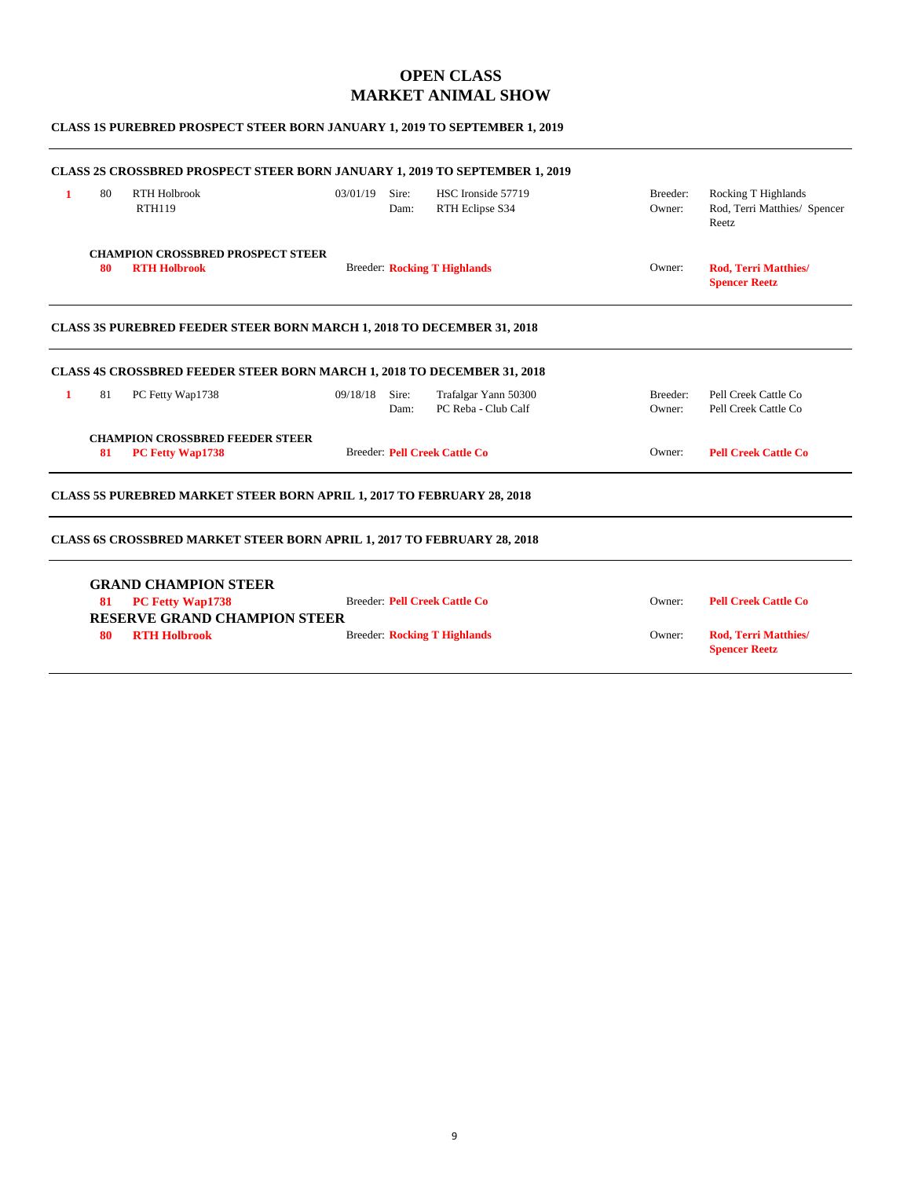# OPEN CLASS
# MARKET ANIMAL SHOW

### CLASS 1S PUREBRED PROSPECT STEER BORN JANUARY 1, 2019 TO SEPTEMBER 1, 2019

---

### CLASS 2S CROSSBRED PROSPECT STEER BORN JANUARY 1, 2019 TO SEPTEMBER 1, 2019

| Place | No. | Name | Birth Date | | | | |
|---|---|---|---|---|---|---|---|
| **1** | 80 | RTH Holbrook<br>RTH119 | 03/01/19 | Sire:<br>Dam: | HSC Ironside 57719<br>RTH Eclipse S34 | Breeder:<br>Owner: | Rocking T Highlands<br>Rod, Terri Matthies/ Spencer Reetz |

**CHAMPION CROSSBRED PROSPECT STEER**

**80** **RTH Holbrook** — Breeder: **Rocking T Highlands** — Owner: **Rod, Terri Matthies/ Spencer Reetz**

---

### CLASS 3S PUREBRED FEEDER STEER BORN MARCH 1, 2018 TO DECEMBER 31, 2018

---

### CLASS 4S CROSSBRED FEEDER STEER BORN MARCH 1, 2018 TO DECEMBER 31, 2018

| Place | No. | Name | Birth Date | | | | |
|---|---|---|---|---|---|---|---|
| **1** | 81 | PC Fetty Wap1738 | 09/18/18 | Sire:<br>Dam: | Trafalgar Yann 50300<br>PC Reba - Club Calf | Breeder:<br>Owner: | Pell Creek Cattle Co<br>Pell Creek Cattle Co |

**CHAMPION CROSSBRED FEEDER STEER**

**81** **PC Fetty Wap1738** — Breeder: **Pell Creek Cattle Co** — Owner: **Pell Creek Cattle Co**

---

### CLASS 5S PUREBRED MARKET STEER BORN APRIL 1, 2017 TO FEBRUARY 28, 2018

---

### CLASS 6S CROSSBRED MARKET STEER BORN APRIL 1, 2017 TO FEBRUARY 28, 2018

---

**GRAND CHAMPION STEER**

**81** **PC Fetty Wap1738** — Breeder: **Pell Creek Cattle Co** — Owner: **Pell Creek Cattle Co**

**RESERVE GRAND CHAMPION STEER**

**80** **RTH Holbrook** — Breeder: **Rocking T Highlands** — Owner: **Rod, Terri Matthies/ Spencer Reetz**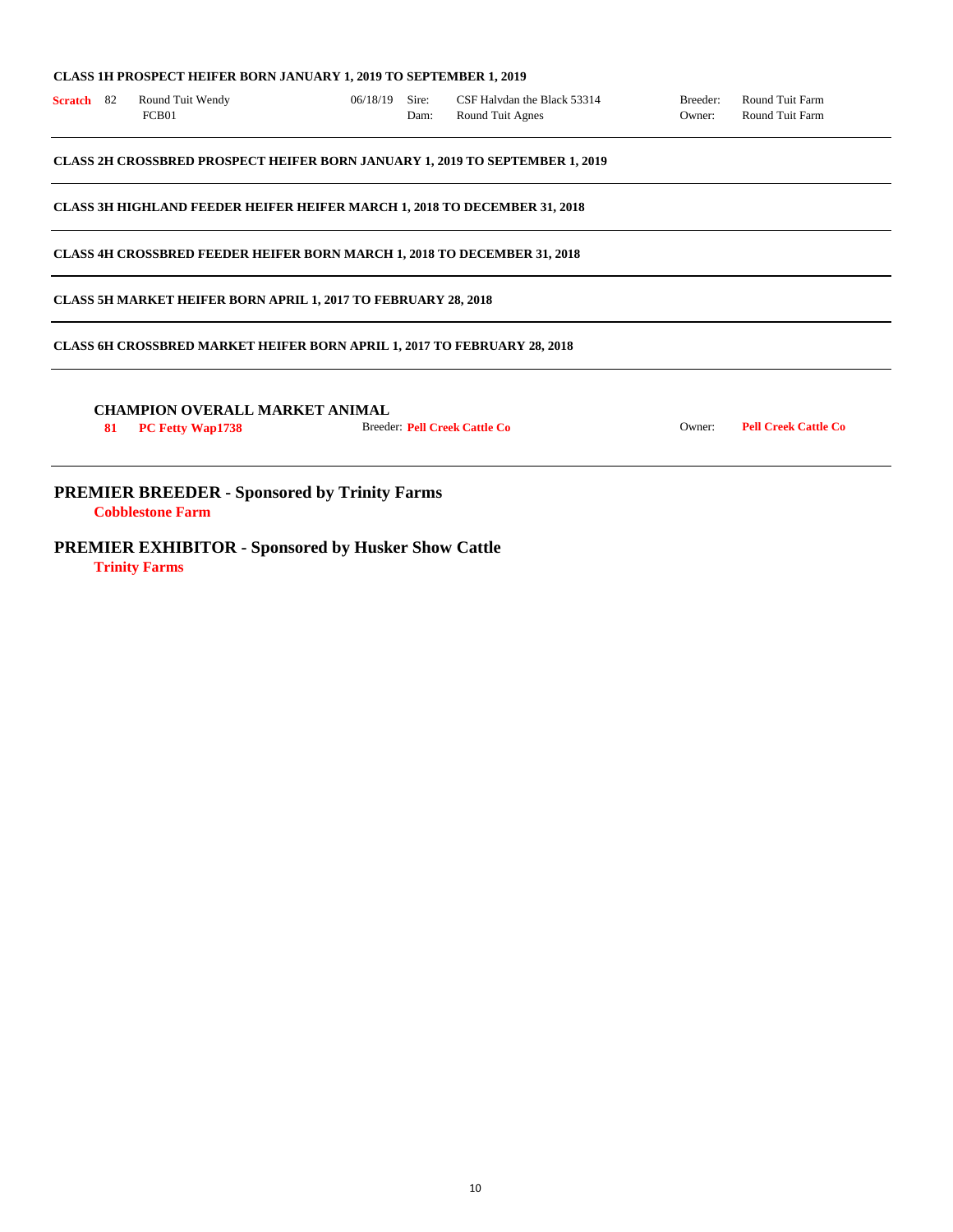**CLASS 1H PROSPECT HEIFER BORN JANUARY 1, 2019 TO SEPTEMBER 1, 2019**

| | | | | | | | |
|---|---|---|---|---|---|---|---|
| **Scratch** | 82 | Round Tuit Wendy<br>FCB01 | 06/18/19 | Sire:<br>Dam: | CSF Halvdan the Black 53314<br>Round Tuit Agnes | Breeder:<br>Owner: | Round Tuit Farm<br>Round Tuit Farm |

**CLASS 2H CROSSBRED PROSPECT HEIFER BORN JANUARY 1, 2019 TO SEPTEMBER 1, 2019**

**CLASS 3H HIGHLAND FEEDER HEIFER HEIFER MARCH 1, 2018 TO DECEMBER 31, 2018**

**CLASS 4H CROSSBRED FEEDER HEIFER BORN MARCH 1, 2018 TO DECEMBER 31, 2018**

**CLASS 5H MARKET HEIFER BORN APRIL 1, 2017 TO FEBRUARY 28, 2018**

**CLASS 6H CROSSBRED MARKET HEIFER BORN APRIL 1, 2017 TO FEBRUARY 28, 2018**

**CHAMPION OVERALL MARKET ANIMAL**

**81** **PC Fetty Wap1738** Breeder: **Pell Creek Cattle Co** Owner: **Pell Creek Cattle Co**

## PREMIER BREEDER - Sponsored by Trinity Farms

**Cobblestone Farm**

## PREMIER EXHIBITOR - Sponsored by Husker Show Cattle

**Trinity Farms**